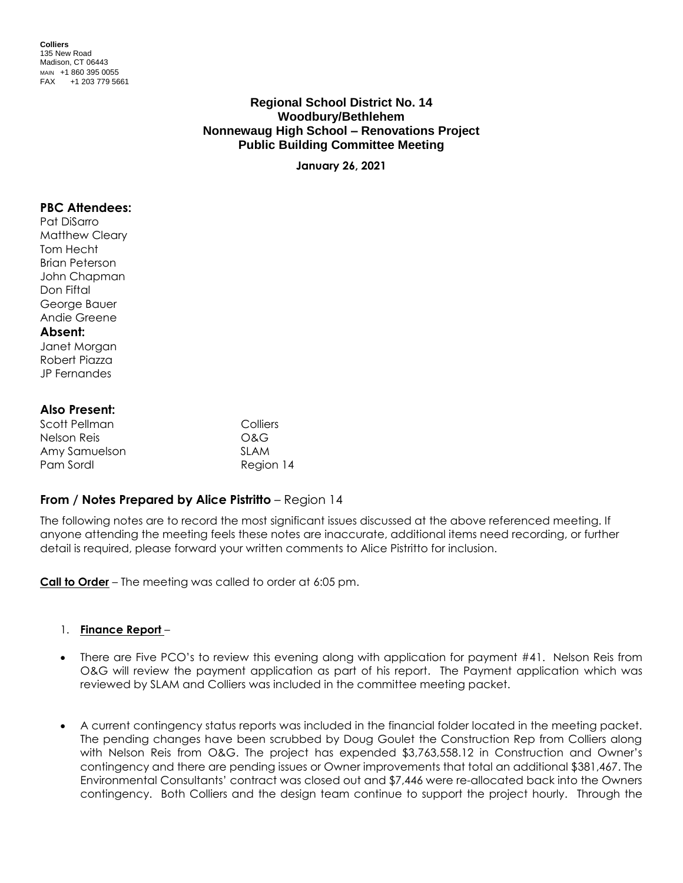**Colliers**
135 New Road
Madison, CT 06443
MAIN +1 860 395 0055
FAX +1 203 779 5661

# Regional School District No. 14
## Woodbury/Bethlehem
## Nonnewaug High School – Renovations Project
## Public Building Committee Meeting

**January 26, 2021**

### PBC Attendees:

Pat DiSarro
Matthew Cleary
Tom Hecht
Brian Peterson
John Chapman
Don Fiftal
George Bauer
Andie Greene

### Absent:

Janet Morgan
Robert Piazza
JP Fernandes

### Also Present:

| | |
|---|---|
| Scott Pellman | Colliers |
| Nelson Reis | O&G |
| Amy Samuelson | SLAM |
| Pam Sordl | Region 14 |

### From / Notes Prepared by Alice Pistritto – Region 14

The following notes are to record the most significant issues discussed at the above referenced meeting. If anyone attending the meeting feels these notes are inaccurate, additional items need recording, or further detail is required, please forward your written comments to Alice Pistritto for inclusion.

**Call to Order** – The meeting was called to order at 6:05 pm.

1. **Finance Report** –

- There are Five PCO's to review this evening along with application for payment #41. Nelson Reis from O&G will review the payment application as part of his report. The Payment application which was reviewed by SLAM and Colliers was included in the committee meeting packet.

- A current contingency status reports was included in the financial folder located in the meeting packet. The pending changes have been scrubbed by Doug Goulet the Construction Rep from Colliers along with Nelson Reis from O&G. The project has expended $3,763,558.12 in Construction and Owner's contingency and there are pending issues or Owner improvements that total an additional $381,467. The Environmental Consultants' contract was closed out and $7,446 were re-allocated back into the Owners contingency. Both Colliers and the design team continue to support the project hourly. Through the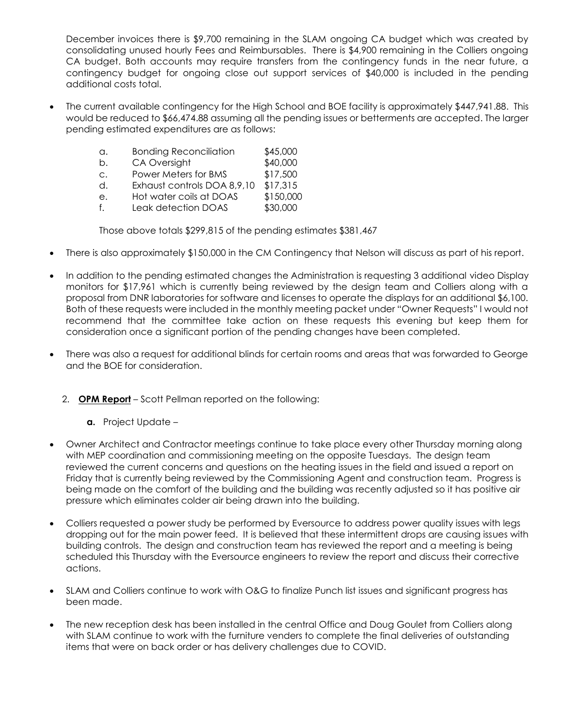December invoices there is $9,700 remaining in the SLAM ongoing CA budget which was created by consolidating unused hourly Fees and Reimbursables. There is $4,900 remaining in the Colliers ongoing CA budget. Both accounts may require transfers from the contingency funds in the near future, a contingency budget for ongoing close out support services of $40,000 is included in the pending additional costs total.

- The current available contingency for the High School and BOE facility is approximately $447,941.88. This would be reduced to $66,474.88 assuming all the pending issues or betterments are accepted. The larger pending estimated expenditures are as follows:

  a. Bonding Reconciliation $45,000
  b. CA Oversight $40,000
  c. Power Meters for BMS $17,500
  d. Exhaust controls DOA 8,9,10 $17,315
  e. Hot water coils at DOAS $150,000
  f. Leak detection DOAS $30,000

  Those above totals $299,815 of the pending estimates $381,467

- There is also approximately $150,000 in the CM Contingency that Nelson will discuss as part of his report.
- In addition to the pending estimated changes the Administration is requesting 3 additional video Display monitors for $17,961 which is currently being reviewed by the design team and Colliers along with a proposal from DNR laboratories for software and licenses to operate the displays for an additional $6,100. Both of these requests were included in the monthly meeting packet under "Owner Requests" I would not recommend that the committee take action on these requests this evening but keep them for consideration once a significant portion of the pending changes have been completed.
- There was also a request for additional blinds for certain rooms and areas that was forwarded to George and the BOE for consideration.

2. **OPM Report** – Scott Pellman reported on the following:

   **a.** Project Update –

- Owner Architect and Contractor meetings continue to take place every other Thursday morning along with MEP coordination and commissioning meeting on the opposite Tuesdays. The design team reviewed the current concerns and questions on the heating issues in the field and issued a report on Friday that is currently being reviewed by the Commissioning Agent and construction team. Progress is being made on the comfort of the building and the building was recently adjusted so it has positive air pressure which eliminates colder air being drawn into the building.
- Colliers requested a power study be performed by Eversource to address power quality issues with legs dropping out for the main power feed. It is believed that these intermittent drops are causing issues with building controls. The design and construction team has reviewed the report and a meeting is being scheduled this Thursday with the Eversource engineers to review the report and discuss their corrective actions.
- SLAM and Colliers continue to work with O&G to finalize Punch list issues and significant progress has been made.
- The new reception desk has been installed in the central Office and Doug Goulet from Colliers along with SLAM continue to work with the furniture venders to complete the final deliveries of outstanding items that were on back order or has delivery challenges due to COVID.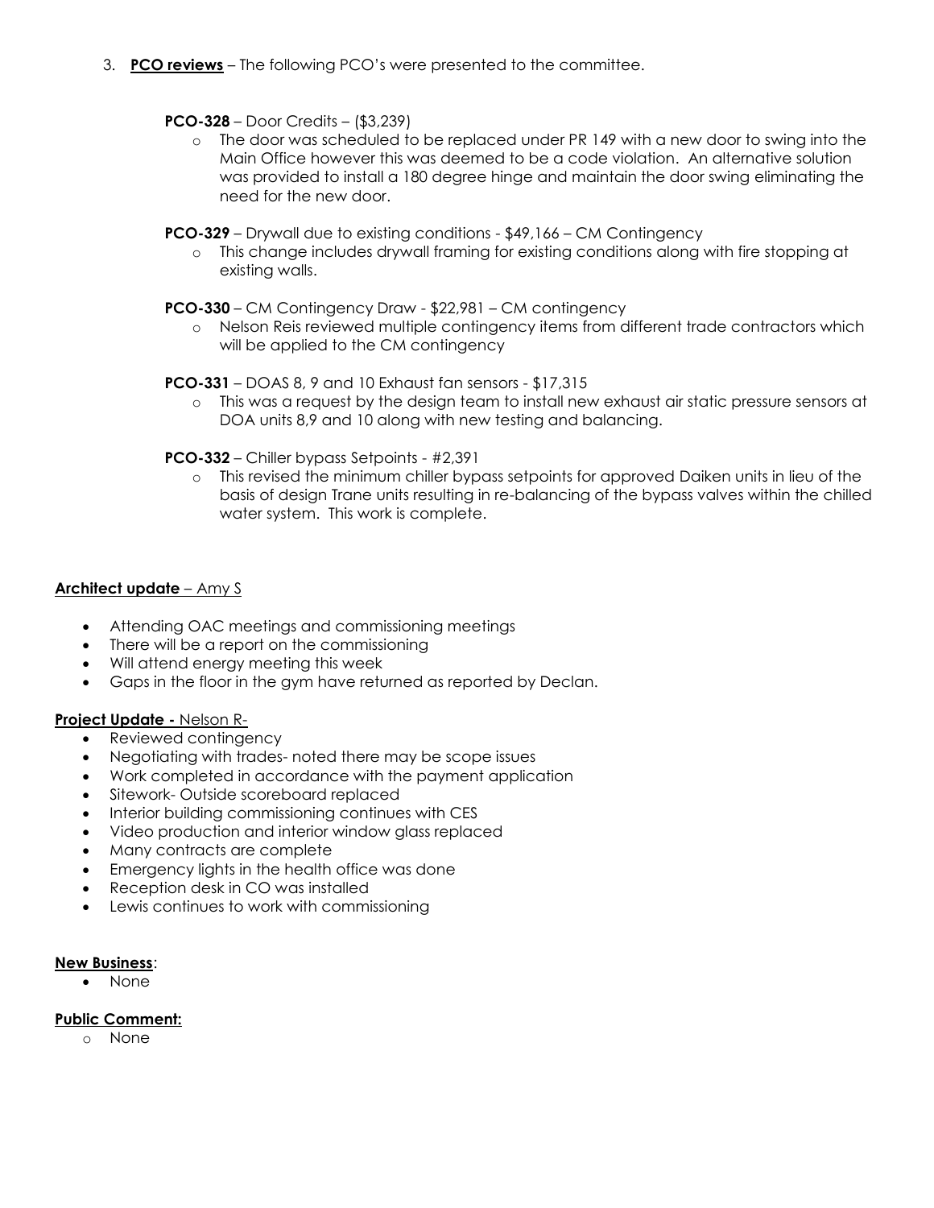3. **PCO reviews** – The following PCO's were presented to the committee.

   **PCO-328** – Door Credits – ($3,239)

   - The door was scheduled to be replaced under PR 149 with a new door to swing into the Main Office however this was deemed to be a code violation. An alternative solution was provided to install a 180 degree hinge and maintain the door swing eliminating the need for the new door.

   **PCO-329** – Drywall due to existing conditions - $49,166 – CM Contingency

   - This change includes drywall framing for existing conditions along with fire stopping at existing walls.

   **PCO-330** – CM Contingency Draw - $22,981 – CM contingency

   - Nelson Reis reviewed multiple contingency items from different trade contractors which will be applied to the CM contingency

   **PCO-331** – DOAS 8, 9 and 10 Exhaust fan sensors - $17,315

   - This was a request by the design team to install new exhaust air static pressure sensors at DOA units 8,9 and 10 along with new testing and balancing.

   **PCO-332** – Chiller bypass Setpoints - #2,391

   - This revised the minimum chiller bypass setpoints for approved Daiken units in lieu of the basis of design Trane units resulting in re-balancing of the bypass valves within the chilled water system. This work is complete.

**Architect update** – Amy S

- Attending OAC meetings and commissioning meetings
- There will be a report on the commissioning
- Will attend energy meeting this week
- Gaps in the floor in the gym have returned as reported by Declan.

**Project Update -** Nelson R-

- Reviewed contingency
- Negotiating with trades- noted there may be scope issues
- Work completed in accordance with the payment application
- Sitework- Outside scoreboard replaced
- Interior building commissioning continues with CES
- Video production and interior window glass replaced
- Many contracts are complete
- Emergency lights in the health office was done
- Reception desk in CO was installed
- Lewis continues to work with commissioning

**New Business**:

- None

**Public Comment:**

- None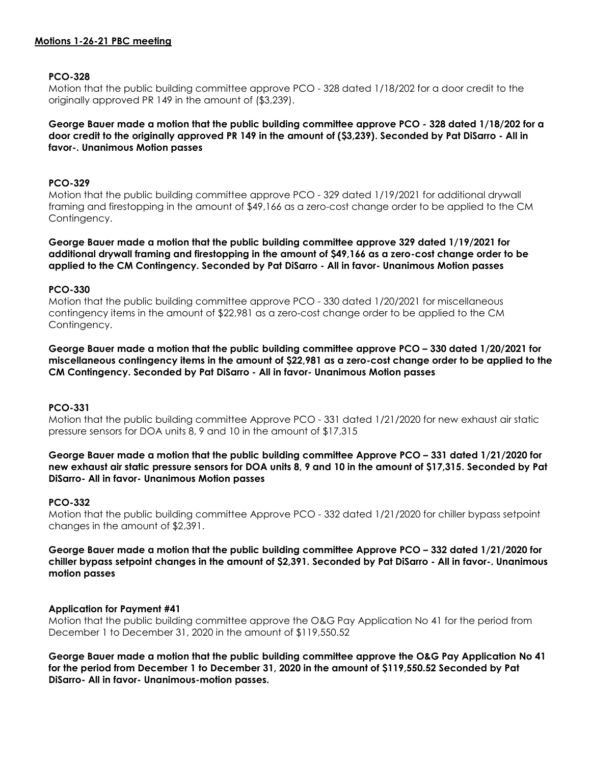**Motions 1-26-21 PBC meeting**

**PCO-328**

Motion that the public building committee approve PCO - 328 dated 1/18/202 for a door credit to the originally approved PR 149 in the amount of ($3,239).

**George Bauer made a motion that the public building committee approve PCO - 328 dated 1/18/202 for a door credit to the originally approved PR 149 in the amount of ($3,239). Seconded by Pat DiSarro - All in favor-. Unanimous Motion passes**

**PCO-329**

Motion that the public building committee approve PCO - 329 dated 1/19/2021 for additional drywall framing and firestopping in the amount of $49,166 as a zero-cost change order to be applied to the CM Contingency.

**George Bauer made a motion that the public building committee approve 329 dated 1/19/2021 for additional drywall framing and firestopping in the amount of $49,166 as a zero-cost change order to be applied to the CM Contingency. Seconded by Pat DiSarro - All in favor- Unanimous Motion passes**

**PCO-330**

Motion that the public building committee approve PCO - 330 dated 1/20/2021 for miscellaneous contingency items in the amount of $22,981 as a zero-cost change order to be applied to the CM Contingency.

**George Bauer made a motion that the public building committee approve PCO – 330 dated 1/20/2021 for miscellaneous contingency items in the amount of $22,981 as a zero-cost change order to be applied to the CM Contingency. Seconded by Pat DiSarro - All in favor- Unanimous Motion passes**

**PCO-331**

Motion that the public building committee Approve PCO - 331 dated 1/21/2020 for new exhaust air static pressure sensors for DOA units 8, 9 and 10 in the amount of $17,315

**George Bauer made a motion that the public building committee Approve PCO – 331 dated 1/21/2020 for new exhaust air static pressure sensors for DOA units 8, 9 and 10 in the amount of $17,315. Seconded by Pat DiSarro- All in favor- Unanimous Motion passes**

**PCO-332**

Motion that the public building committee Approve PCO - 332 dated 1/21/2020 for chiller bypass setpoint changes in the amount of $2,391.

**George Bauer made a motion that the public building committee Approve PCO – 332 dated 1/21/2020 for chiller bypass setpoint changes in the amount of $2,391. Seconded by Pat DiSarro - All in favor-. Unanimous motion passes**

**Application for Payment #41**

Motion that the public building committee approve the O&G Pay Application No 41 for the period from December 1 to December 31, 2020 in the amount of $119,550.52

**George Bauer made a motion that the public building committee approve the O&G Pay Application No 41 for the period from December 1 to December 31, 2020 in the amount of $119,550.52 Seconded by Pat DiSarro- All in favor- Unanimous-motion passes.**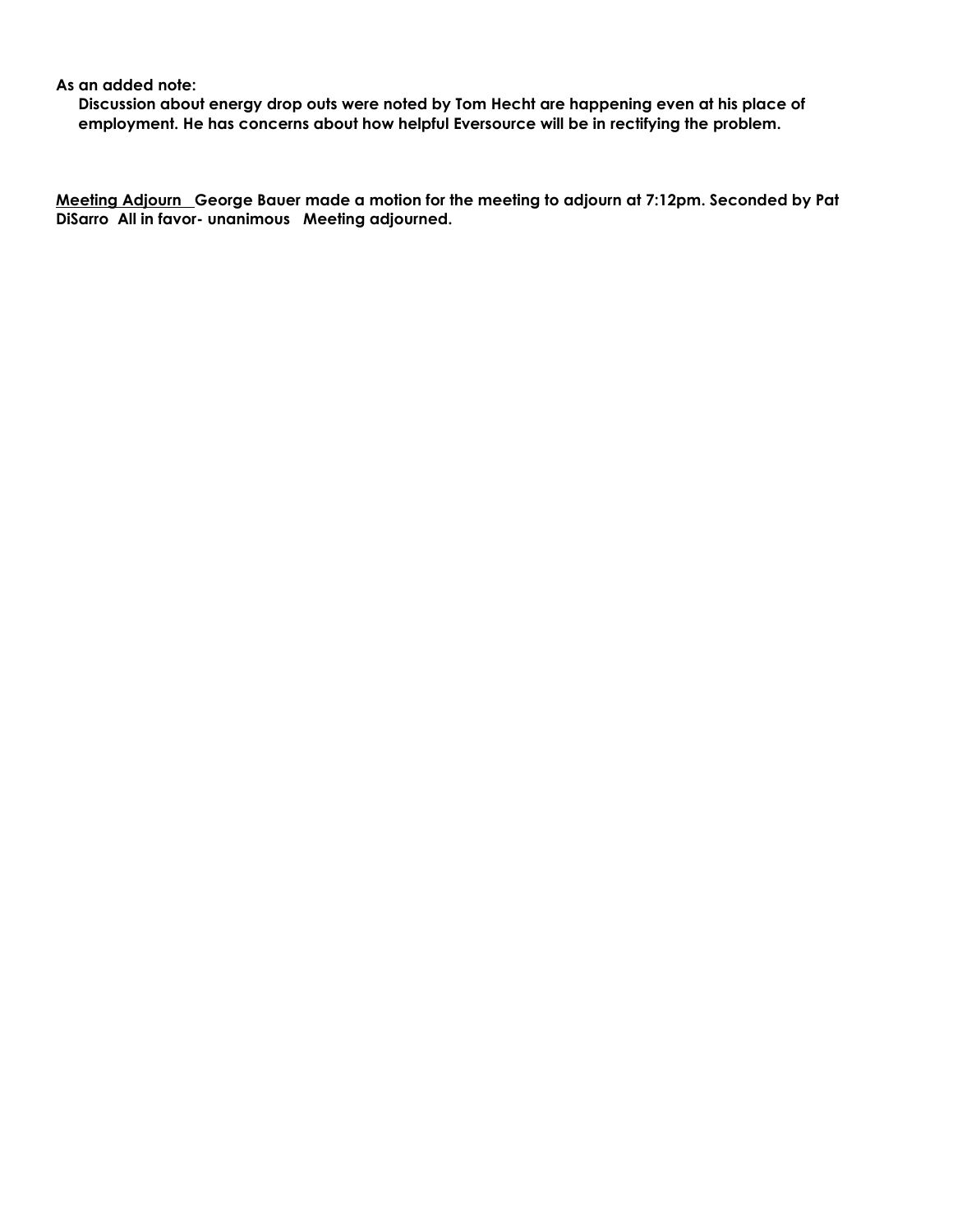**As an added note:**

**Discussion about energy drop outs were noted by Tom Hecht are happening even at his place of employment. He has concerns about how helpful Eversource will be in rectifying the problem.**

**<u>Meeting Adjourn</u> George Bauer made a motion for the meeting to adjourn at 7:12pm. Seconded by Pat DiSarro All in favor- unanimous Meeting adjourned.**